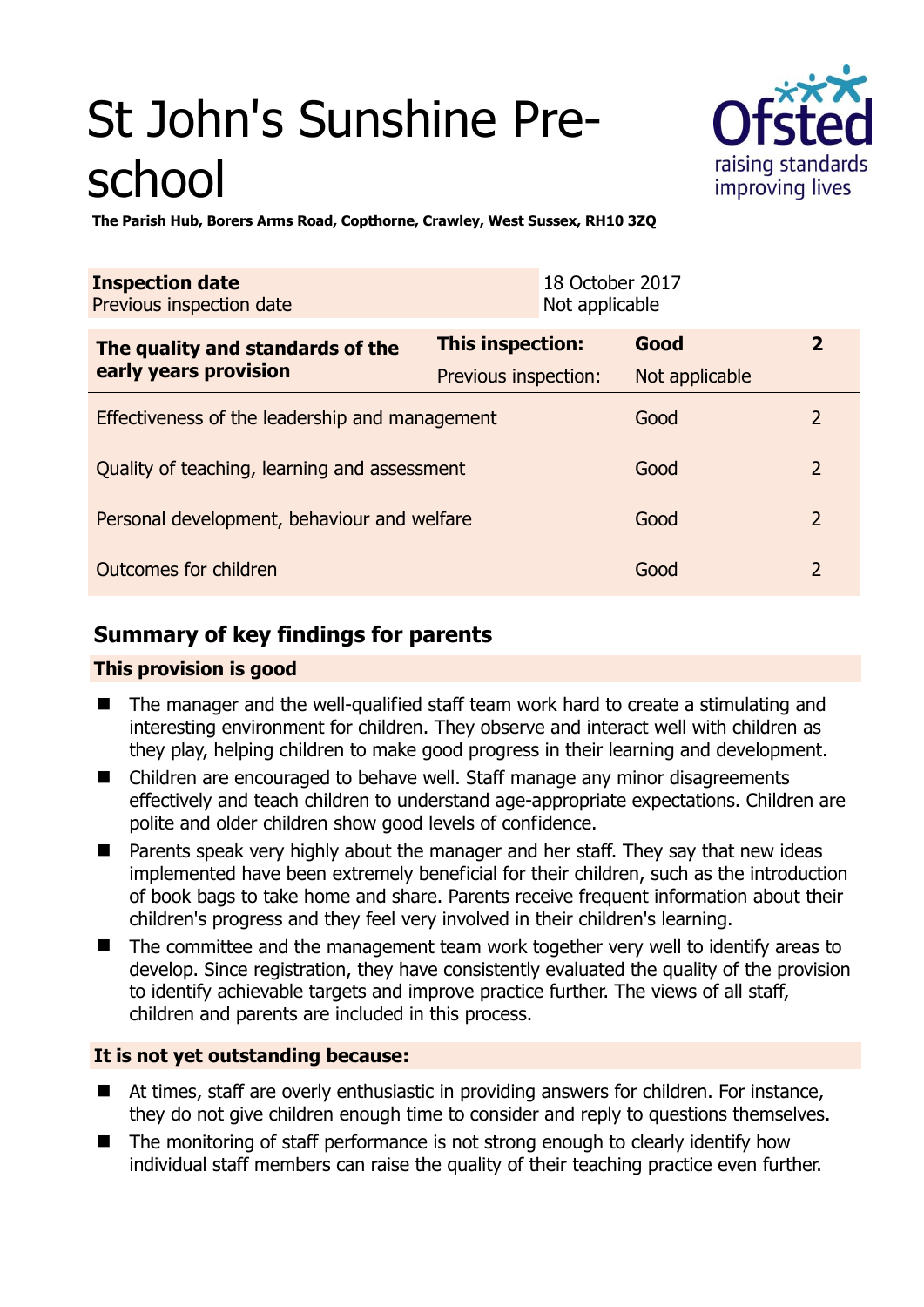# St John's Sunshine Pre-school

**The Parish Hub, Borers Arms Road, Copthorne, Crawley, West Sussex, RH10 3ZQ**

| **Inspection date** | 18 October 2017 |
|---|---|
| Previous inspection date | Not applicable |

| **The quality and standards of the early years provision** | **This inspection:** | **Good** | **2** |
|---|---|---|---|
| | Previous inspection: | Not applicable | |
| Effectiveness of the leadership and management | | Good | 2 |
| Quality of teaching, learning and assessment | | Good | 2 |
| Personal development, behaviour and welfare | | Good | 2 |
| Outcomes for children | | Good | 2 |

## Summary of key findings for parents

### This provision is good

- The manager and the well-qualified staff team work hard to create a stimulating and interesting environment for children. They observe and interact well with children as they play, helping children to make good progress in their learning and development.
- Children are encouraged to behave well. Staff manage any minor disagreements effectively and teach children to understand age-appropriate expectations. Children are polite and older children show good levels of confidence.
- Parents speak very highly about the manager and her staff. They say that new ideas implemented have been extremely beneficial for their children, such as the introduction of book bags to take home and share. Parents receive frequent information about their children's progress and they feel very involved in their children's learning.
- The committee and the management team work together very well to identify areas to develop. Since registration, they have consistently evaluated the quality of the provision to identify achievable targets and improve practice further. The views of all staff, children and parents are included in this process.

### It is not yet outstanding because:

- At times, staff are overly enthusiastic in providing answers for children. For instance, they do not give children enough time to consider and reply to questions themselves.
- The monitoring of staff performance is not strong enough to clearly identify how individual staff members can raise the quality of their teaching practice even further.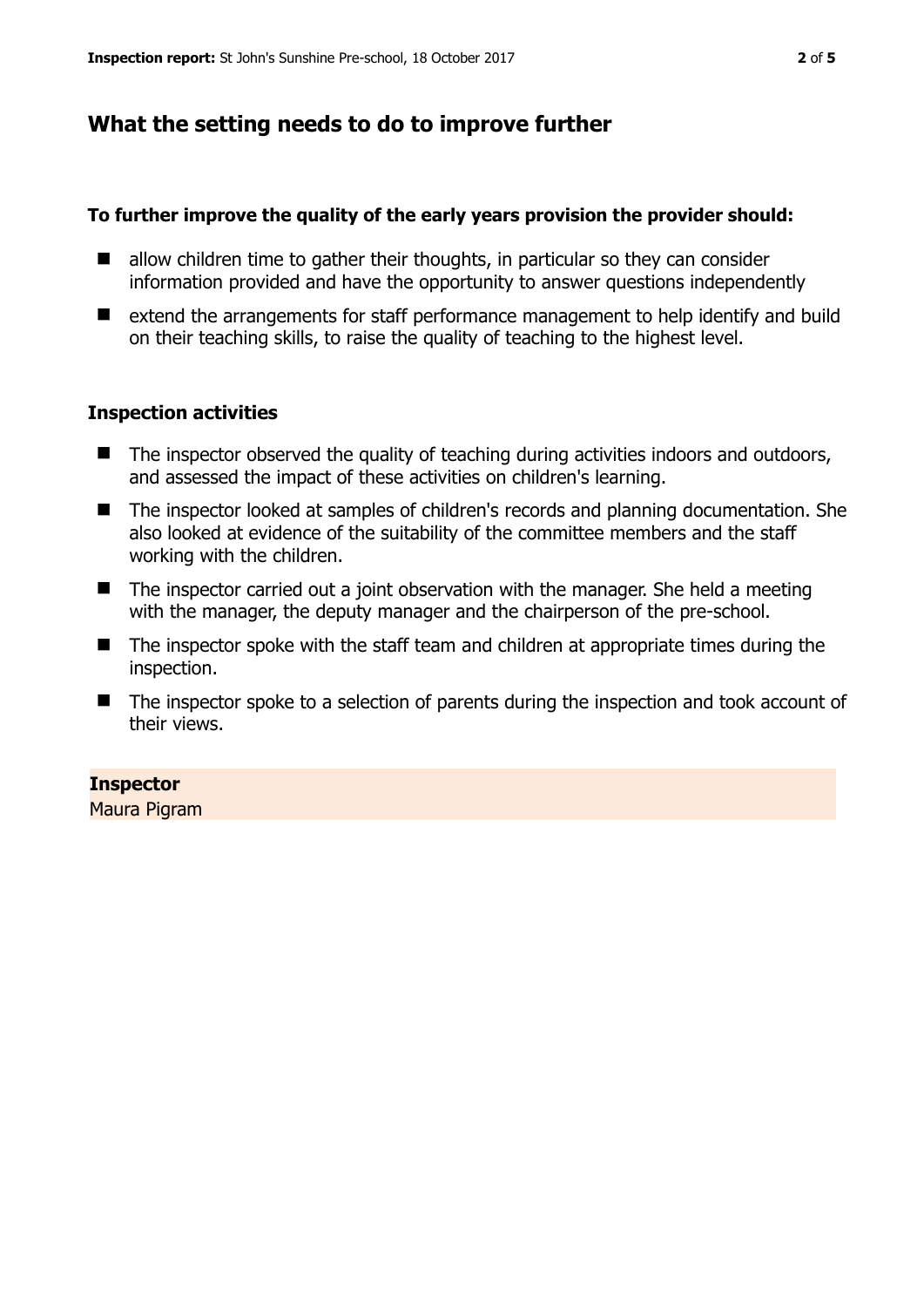## What the setting needs to do to improve further

**To further improve the quality of the early years provision the provider should:**

- allow children time to gather their thoughts, in particular so they can consider information provided and have the opportunity to answer questions independently
- extend the arrangements for staff performance management to help identify and build on their teaching skills, to raise the quality of teaching to the highest level.

### Inspection activities

- The inspector observed the quality of teaching during activities indoors and outdoors, and assessed the impact of these activities on children's learning.
- The inspector looked at samples of children's records and planning documentation. She also looked at evidence of the suitability of the committee members and the staff working with the children.
- The inspector carried out a joint observation with the manager. She held a meeting with the manager, the deputy manager and the chairperson of the pre-school.
- The inspector spoke with the staff team and children at appropriate times during the inspection.
- The inspector spoke to a selection of parents during the inspection and took account of their views.

**Inspector**
Maura Pigram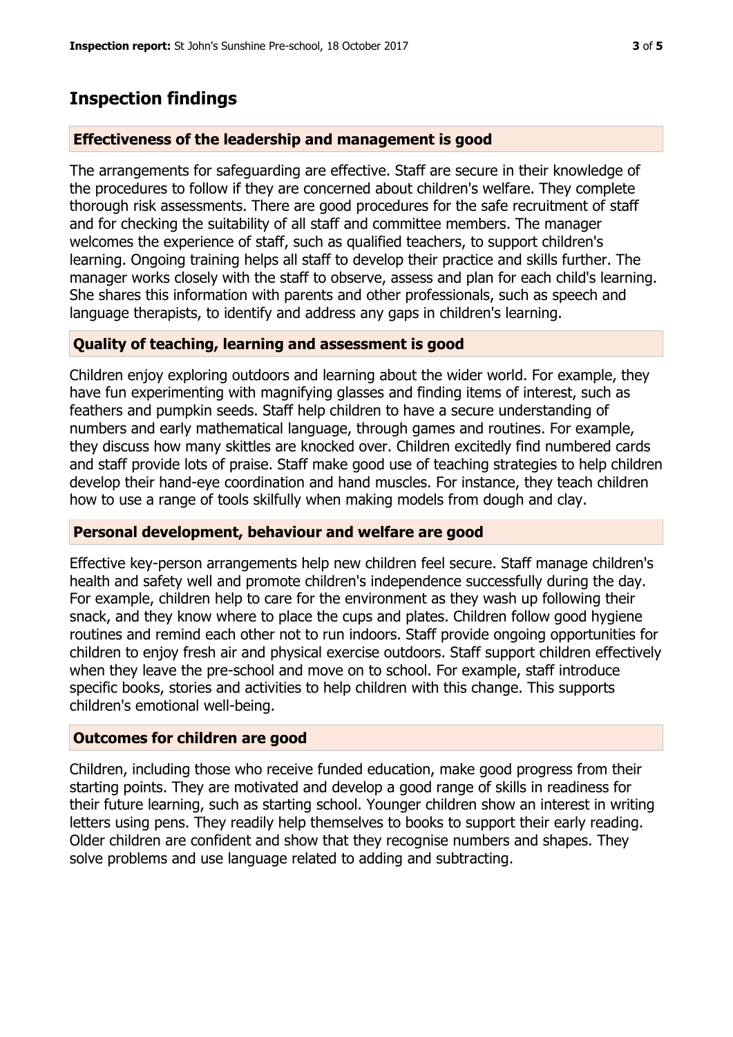## Inspection findings

### Effectiveness of the leadership and management is good

The arrangements for safeguarding are effective. Staff are secure in their knowledge of the procedures to follow if they are concerned about children's welfare. They complete thorough risk assessments. There are good procedures for the safe recruitment of staff and for checking the suitability of all staff and committee members. The manager welcomes the experience of staff, such as qualified teachers, to support children's learning. Ongoing training helps all staff to develop their practice and skills further. The manager works closely with the staff to observe, assess and plan for each child's learning. She shares this information with parents and other professionals, such as speech and language therapists, to identify and address any gaps in children's learning.

### Quality of teaching, learning and assessment is good

Children enjoy exploring outdoors and learning about the wider world. For example, they have fun experimenting with magnifying glasses and finding items of interest, such as feathers and pumpkin seeds. Staff help children to have a secure understanding of numbers and early mathematical language, through games and routines. For example, they discuss how many skittles are knocked over. Children excitedly find numbered cards and staff provide lots of praise. Staff make good use of teaching strategies to help children develop their hand-eye coordination and hand muscles. For instance, they teach children how to use a range of tools skilfully when making models from dough and clay.

### Personal development, behaviour and welfare are good

Effective key-person arrangements help new children feel secure. Staff manage children's health and safety well and promote children's independence successfully during the day. For example, children help to care for the environment as they wash up following their snack, and they know where to place the cups and plates. Children follow good hygiene routines and remind each other not to run indoors. Staff provide ongoing opportunities for children to enjoy fresh air and physical exercise outdoors. Staff support children effectively when they leave the pre-school and move on to school. For example, staff introduce specific books, stories and activities to help children with this change. This supports children's emotional well-being.

### Outcomes for children are good

Children, including those who receive funded education, make good progress from their starting points. They are motivated and develop a good range of skills in readiness for their future learning, such as starting school. Younger children show an interest in writing letters using pens. They readily help themselves to books to support their early reading. Older children are confident and show that they recognise numbers and shapes. They solve problems and use language related to adding and subtracting.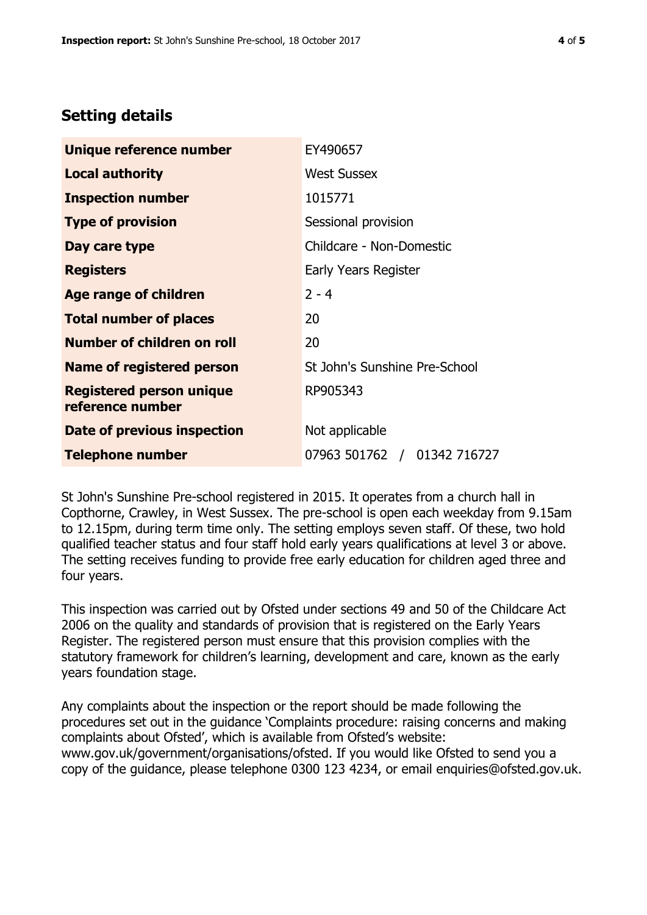## Setting details

| | |
|---|---|
| **Unique reference number** | EY490657 |
| **Local authority** | West Sussex |
| **Inspection number** | 1015771 |
| **Type of provision** | Sessional provision |
| **Day care type** | Childcare - Non-Domestic |
| **Registers** | Early Years Register |
| **Age range of children** | 2 - 4 |
| **Total number of places** | 20 |
| **Number of children on roll** | 20 |
| **Name of registered person** | St John's Sunshine Pre-School |
| **Registered person unique reference number** | RP905343 |
| **Date of previous inspection** | Not applicable |
| **Telephone number** | 07963 501762 / 01342 716727 |

St John's Sunshine Pre-school registered in 2015. It operates from a church hall in Copthorne, Crawley, in West Sussex. The pre-school is open each weekday from 9.15am to 12.15pm, during term time only. The setting employs seven staff. Of these, two hold qualified teacher status and four staff hold early years qualifications at level 3 or above. The setting receives funding to provide free early education for children aged three and four years.

This inspection was carried out by Ofsted under sections 49 and 50 of the Childcare Act 2006 on the quality and standards of provision that is registered on the Early Years Register. The registered person must ensure that this provision complies with the statutory framework for children's learning, development and care, known as the early years foundation stage.

Any complaints about the inspection or the report should be made following the procedures set out in the guidance 'Complaints procedure: raising concerns and making complaints about Ofsted', which is available from Ofsted's website: www.gov.uk/government/organisations/ofsted. If you would like Ofsted to send you a copy of the guidance, please telephone 0300 123 4234, or email enquiries@ofsted.gov.uk.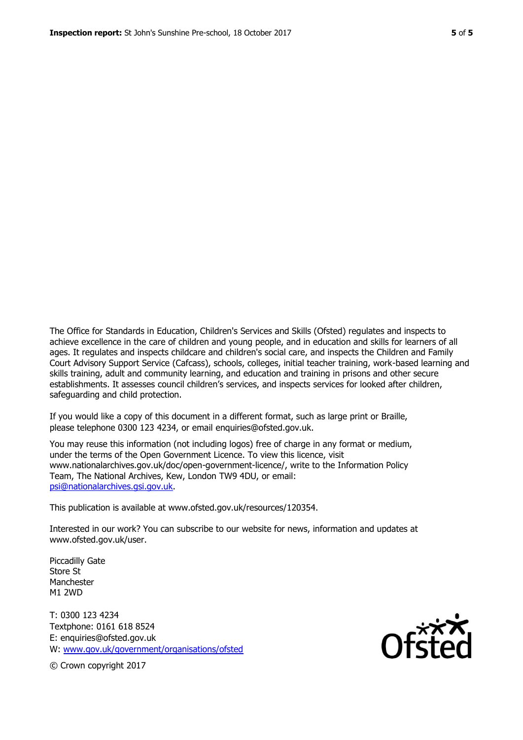The Office for Standards in Education, Children's Services and Skills (Ofsted) regulates and inspects to achieve excellence in the care of children and young people, and in education and skills for learners of all ages. It regulates and inspects childcare and children's social care, and inspects the Children and Family Court Advisory Support Service (Cafcass), schools, colleges, initial teacher training, work-based learning and skills training, adult and community learning, and education and training in prisons and other secure establishments. It assesses council children's services, and inspects services for looked after children, safeguarding and child protection.

If you would like a copy of this document in a different format, such as large print or Braille, please telephone 0300 123 4234, or email enquiries@ofsted.gov.uk.

You may reuse this information (not including logos) free of charge in any format or medium, under the terms of the Open Government Licence. To view this licence, visit www.nationalarchives.gov.uk/doc/open-government-licence/, write to the Information Policy Team, The National Archives, Kew, London TW9 4DU, or email: psi@nationalarchives.gsi.gov.uk.

This publication is available at www.ofsted.gov.uk/resources/120354.

Interested in our work? You can subscribe to our website for news, information and updates at www.ofsted.gov.uk/user.

Piccadilly Gate
Store St
Manchester
M1 2WD

T: 0300 123 4234
Textphone: 0161 618 8524
E: enquiries@ofsted.gov.uk
W: www.gov.uk/government/organisations/ofsted

© Crown copyright 2017